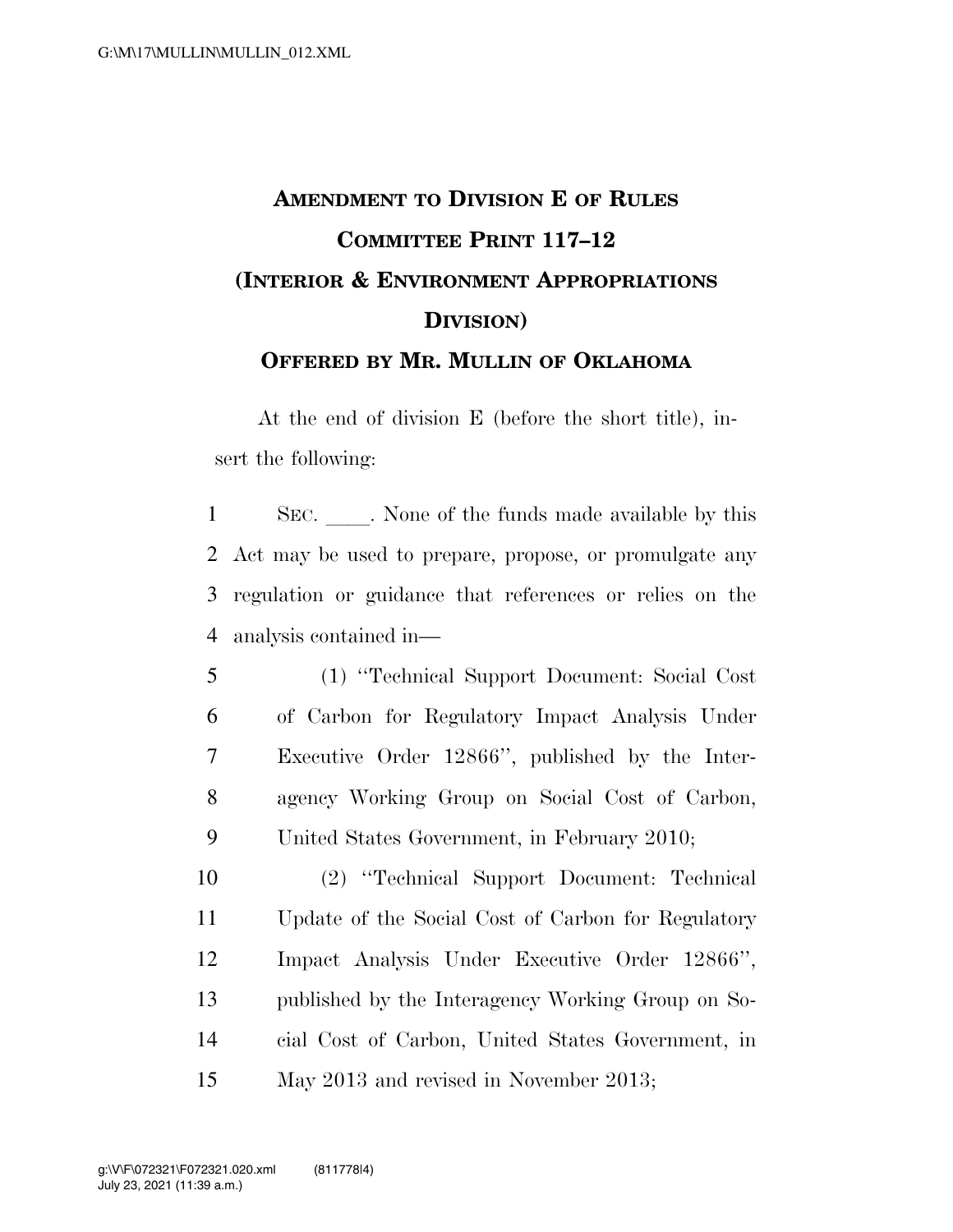# AMENDMENT TO DIVISION E OF RULES COMMITTEE PRINT 117–12 (INTERIOR & ENVIRONMENT APPROPRIATIONS DIVISION)

## OFFERED BY MR. MULLIN OF OKLAHOMA

At the end of division E (before the short title), insert the following:

SEC. \_\_\_\_. None of the funds made available by this Act may be used to prepare, propose, or promulgate any regulation or guidance that references or relies on the analysis contained in—

(1) "Technical Support Document: Social Cost of Carbon for Regulatory Impact Analysis Under Executive Order 12866", published by the Interagency Working Group on Social Cost of Carbon, United States Government, in February 2010;

(2) "Technical Support Document: Technical Update of the Social Cost of Carbon for Regulatory Impact Analysis Under Executive Order 12866", published by the Interagency Working Group on Social Cost of Carbon, United States Government, in May 2013 and revised in November 2013;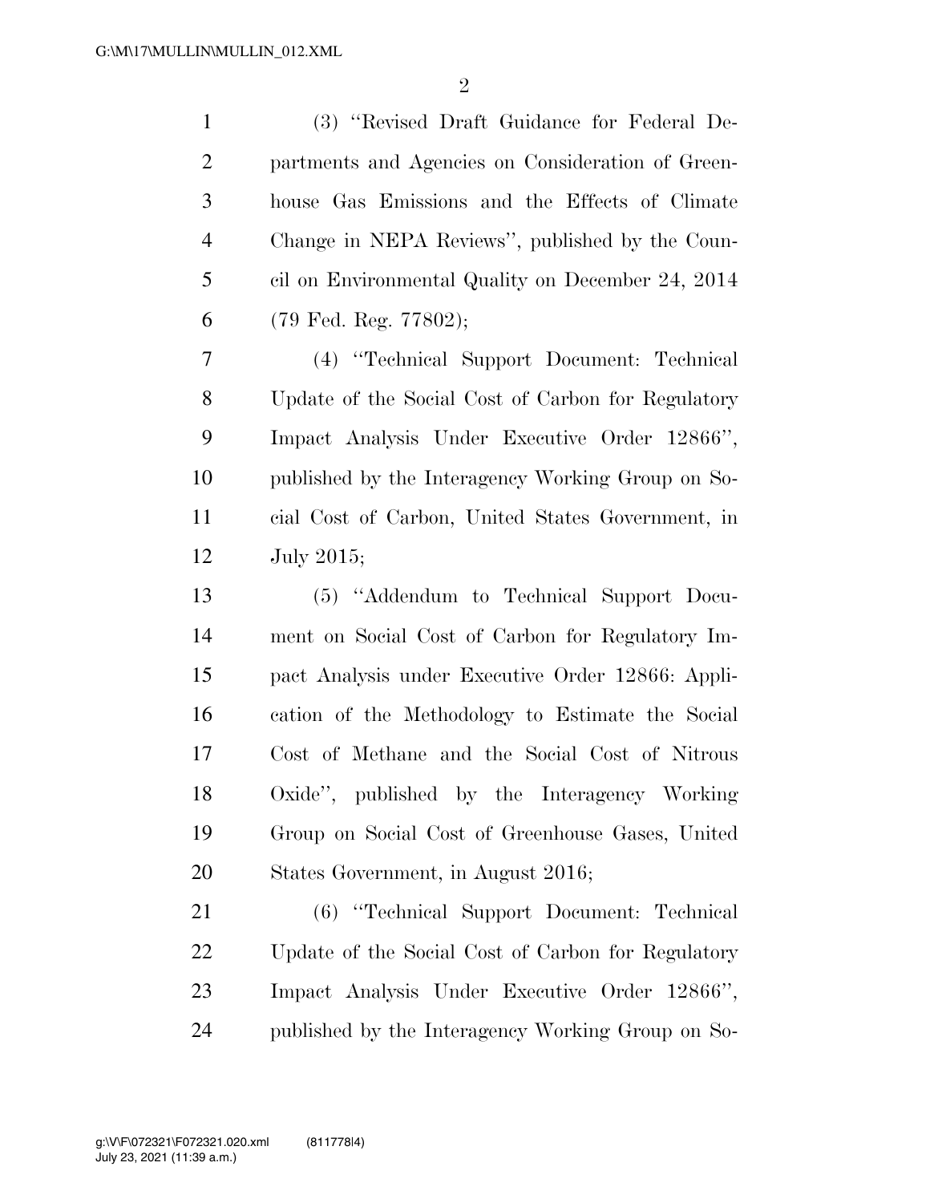(3) ''Revised Draft Guidance for Federal Departments and Agencies on Consideration of Greenhouse Gas Emissions and the Effects of Climate Change in NEPA Reviews'', published by the Council on Environmental Quality on December 24, 2014 (79 Fed. Reg. 77802);

(4) ''Technical Support Document: Technical Update of the Social Cost of Carbon for Regulatory Impact Analysis Under Executive Order 12866'', published by the Interagency Working Group on Social Cost of Carbon, United States Government, in July 2015;

(5) ''Addendum to Technical Support Document on Social Cost of Carbon for Regulatory Impact Analysis under Executive Order 12866: Application of the Methodology to Estimate the Social Cost of Methane and the Social Cost of Nitrous Oxide'', published by the Interagency Working Group on Social Cost of Greenhouse Gases, United States Government, in August 2016;

(6) ''Technical Support Document: Technical Update of the Social Cost of Carbon for Regulatory Impact Analysis Under Executive Order 12866'', published by the Interagency Working Group on So-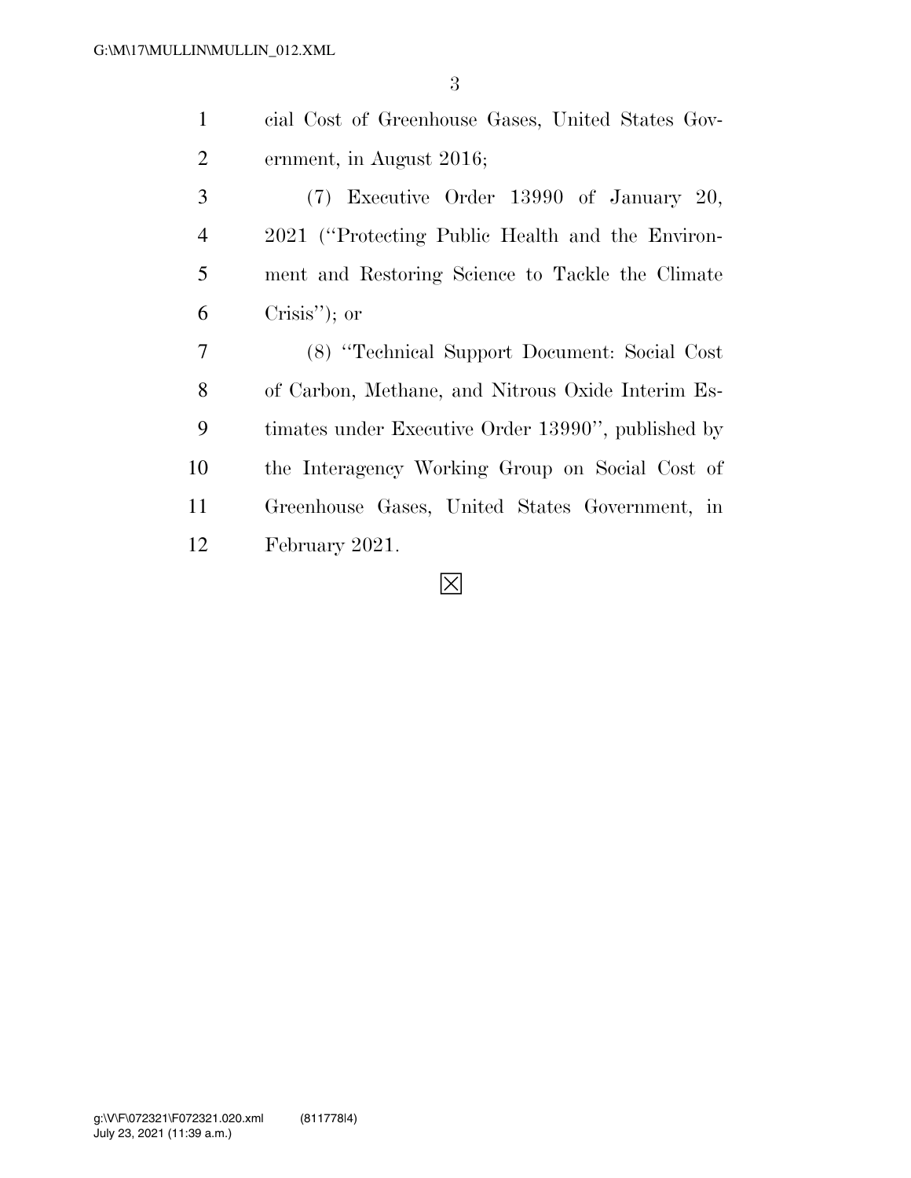cial Cost of Greenhouse Gases, United States Government, in August 2016;

(7) Executive Order 13990 of January 20, 2021 (''Protecting Public Health and the Environment and Restoring Science to Tackle the Climate Crisis''); or

(8) ''Technical Support Document: Social Cost of Carbon, Methane, and Nitrous Oxide Interim Estimates under Executive Order 13990'', published by the Interagency Working Group on Social Cost of Greenhouse Gases, United States Government, in February 2021.